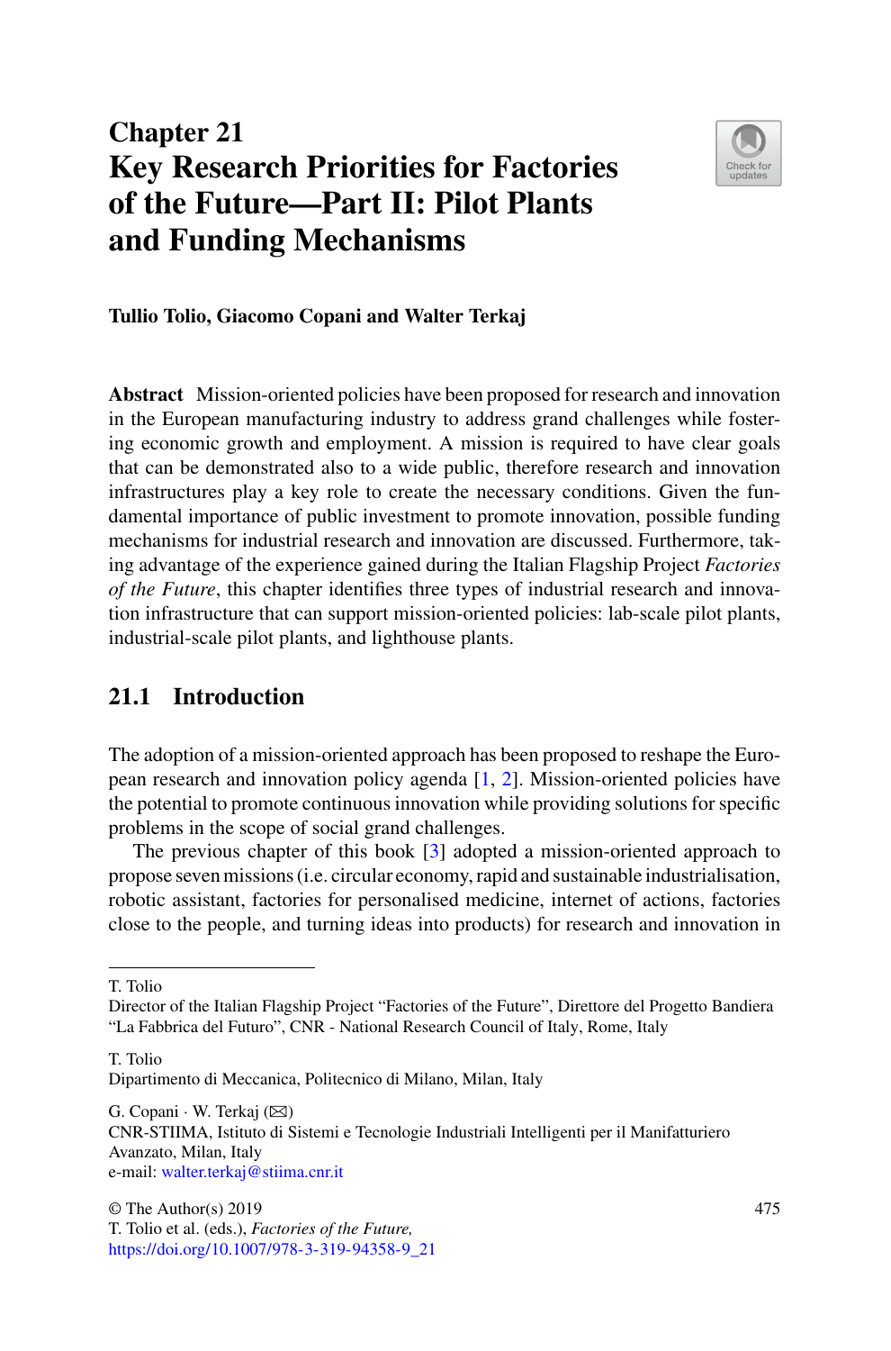# Chapter 21
# Key Research Priorities for Factories of the Future—Part II: Pilot Plants and Funding Mechanisms

**Tullio Tolio, Giacomo Copani and Walter Terkaj**

**Abstract** Mission-oriented policies have been proposed for research and innovation in the European manufacturing industry to address grand challenges while fostering economic growth and employment. A mission is required to have clear goals that can be demonstrated also to a wide public, therefore research and innovation infrastructures play a key role to create the necessary conditions. Given the fundamental importance of public investment to promote innovation, possible funding mechanisms for industrial research and innovation are discussed. Furthermore, taking advantage of the experience gained during the Italian Flagship Project *Factories of the Future*, this chapter identifies three types of industrial research and innovation infrastructure that can support mission-oriented policies: lab-scale pilot plants, industrial-scale pilot plants, and lighthouse plants.

## 21.1 Introduction

The adoption of a mission-oriented approach has been proposed to reshape the European research and innovation policy agenda [1, 2]. Mission-oriented policies have the potential to promote continuous innovation while providing solutions for specific problems in the scope of social grand challenges.

The previous chapter of this book [3] adopted a mission-oriented approach to propose seven missions (i.e. circular economy, rapid and sustainable industrialisation, robotic assistant, factories for personalised medicine, internet of actions, factories close to the people, and turning ideas into products) for research and innovation in

---

T. Tolio
Director of the Italian Flagship Project "Factories of the Future", Direttore del Progetto Bandiera "La Fabbrica del Futuro", CNR - National Research Council of Italy, Rome, Italy

T. Tolio
Dipartimento di Meccanica, Politecnico di Milano, Milan, Italy

G. Copani · W. Terkaj (✉)
CNR-STIIMA, Istituto di Sistemi e Tecnologie Industriali Intelligenti per il Manifatturiero Avanzato, Milan, Italy
e-mail: walter.terkaj@stiima.cnr.it

© The Author(s) 2019
T. Tolio et al. (eds.), *Factories of the Future*,
https://doi.org/10.1007/978-3-319-94358-9_21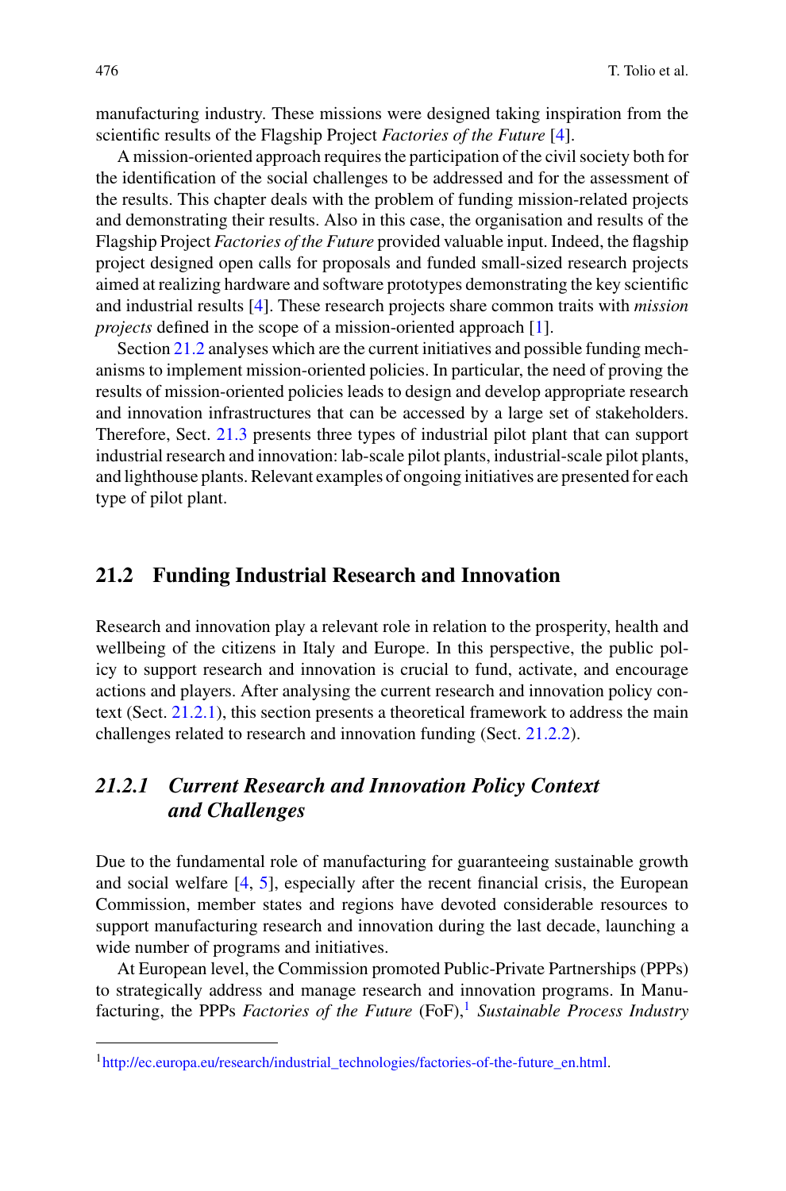manufacturing industry. These missions were designed taking inspiration from the scientific results of the Flagship Project *Factories of the Future* [4].

A mission-oriented approach requires the participation of the civil society both for the identification of the social challenges to be addressed and for the assessment of the results. This chapter deals with the problem of funding mission-related projects and demonstrating their results. Also in this case, the organisation and results of the Flagship Project *Factories of the Future* provided valuable input. Indeed, the flagship project designed open calls for proposals and funded small-sized research projects aimed at realizing hardware and software prototypes demonstrating the key scientific and industrial results [4]. These research projects share common traits with *mission projects* defined in the scope of a mission-oriented approach [1].

Section 21.2 analyses which are the current initiatives and possible funding mechanisms to implement mission-oriented policies. In particular, the need of proving the results of mission-oriented policies leads to design and develop appropriate research and innovation infrastructures that can be accessed by a large set of stakeholders. Therefore, Sect. 21.3 presents three types of industrial pilot plant that can support industrial research and innovation: lab-scale pilot plants, industrial-scale pilot plants, and lighthouse plants. Relevant examples of ongoing initiatives are presented for each type of pilot plant.

## 21.2 Funding Industrial Research and Innovation

Research and innovation play a relevant role in relation to the prosperity, health and wellbeing of the citizens in Italy and Europe. In this perspective, the public policy to support research and innovation is crucial to fund, activate, and encourage actions and players. After analysing the current research and innovation policy context (Sect. 21.2.1), this section presents a theoretical framework to address the main challenges related to research and innovation funding (Sect. 21.2.2).

### *21.2.1 Current Research and Innovation Policy Context and Challenges*

Due to the fundamental role of manufacturing for guaranteeing sustainable growth and social welfare [4, 5], especially after the recent financial crisis, the European Commission, member states and regions have devoted considerable resources to support manufacturing research and innovation during the last decade, launching a wide number of programs and initiatives.

At European level, the Commission promoted Public-Private Partnerships (PPPs) to strategically address and manage research and innovation programs. In Manufacturing, the PPPs *Factories of the Future* (FoF),[1] *Sustainable Process Industry*

[1] http://ec.europa.eu/research/industrial_technologies/factories-of-the-future_en.html.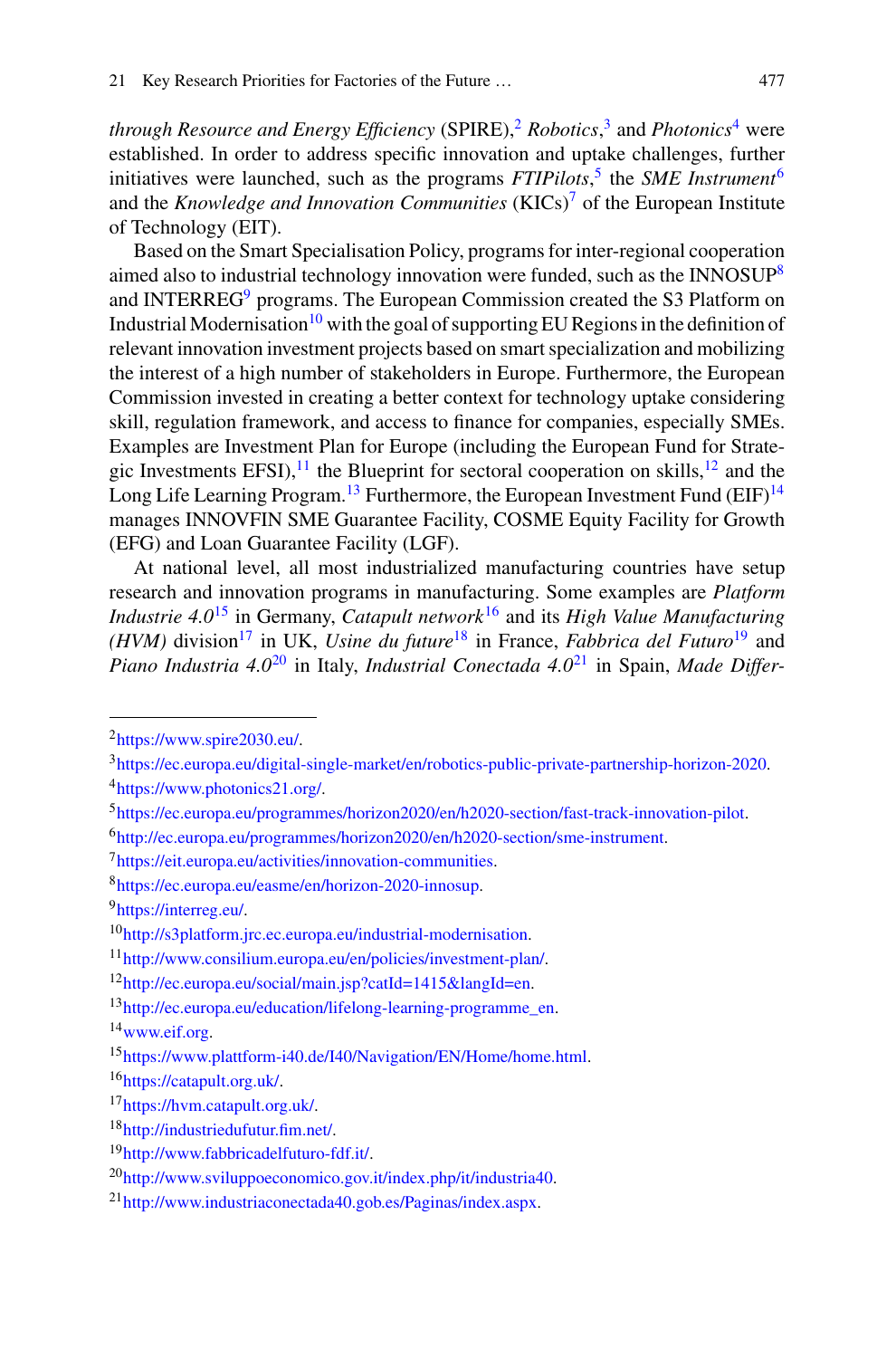*through Resource and Energy Efficiency* (SPIRE),[2] *Robotics*,[3] and *Photonics*[4] were established. In order to address specific innovation and uptake challenges, further initiatives were launched, such as the programs *FTIPilots*,[5] the *SME Instrument*[6] and the *Knowledge and Innovation Communities* (KICs)[7] of the European Institute of Technology (EIT).

Based on the Smart Specialisation Policy, programs for inter-regional cooperation aimed also to industrial technology innovation were funded, such as the INNOSUP[8] and INTERREG[9] programs. The European Commission created the S3 Platform on Industrial Modernisation[10] with the goal of supporting EU Regions in the definition of relevant innovation investment projects based on smart specialization and mobilizing the interest of a high number of stakeholders in Europe. Furthermore, the European Commission invested in creating a better context for technology uptake considering skill, regulation framework, and access to finance for companies, especially SMEs. Examples are Investment Plan for Europe (including the European Fund for Strategic Investments EFSI),[11] the Blueprint for sectoral cooperation on skills,[12] and the Long Life Learning Program.[13] Furthermore, the European Investment Fund (EIF)[14] manages INNOVFIN SME Guarantee Facility, COSME Equity Facility for Growth (EFG) and Loan Guarantee Facility (LGF).

At national level, all most industrialized manufacturing countries have setup research and innovation programs in manufacturing. Some examples are *Platform Industrie 4.0*[15] in Germany, *Catapult network*[16] and its *High Value Manufacturing (HVM)* division[17] in UK, *Usine du future*[18] in France, *Fabbrica del Futuro*[19] and *Piano Industria 4.0*[20] in Italy, *Industrial Conectada 4.0*[21] in Spain, *Made Differ-*

---

[2] https://www.spire2030.eu/.

[3] https://ec.europa.eu/digital-single-market/en/robotics-public-private-partnership-horizon-2020.

[4] https://www.photonics21.org/.

[5] https://ec.europa.eu/programmes/horizon2020/en/h2020-section/fast-track-innovation-pilot.

[6] http://ec.europa.eu/programmes/horizon2020/en/h2020-section/sme-instrument.

[7] https://eit.europa.eu/activities/innovation-communities.

[8] https://ec.europa.eu/easme/en/horizon-2020-innosup.

[9] https://interreg.eu/.

[10] http://s3platform.jrc.ec.europa.eu/industrial-modernisation.

[11] http://www.consilium.europa.eu/en/policies/investment-plan/.

[12] http://ec.europa.eu/social/main.jsp?catId=1415&langId=en.

[13] http://ec.europa.eu/education/lifelong-learning-programme_en.

[14] www.eif.org.

[15] https://www.plattform-i40.de/I40/Navigation/EN/Home/home.html.

[16] https://catapult.org.uk/.

[17] https://hvm.catapult.org.uk/.

[18] http://industriedufutur.fim.net/.

[19] http://www.fabbricadelfuturo-fdf.it/.

[20] http://www.sviluppoeconomico.gov.it/index.php/it/industria40.

[21] http://www.industriaconectada40.gob.es/Paginas/index.aspx.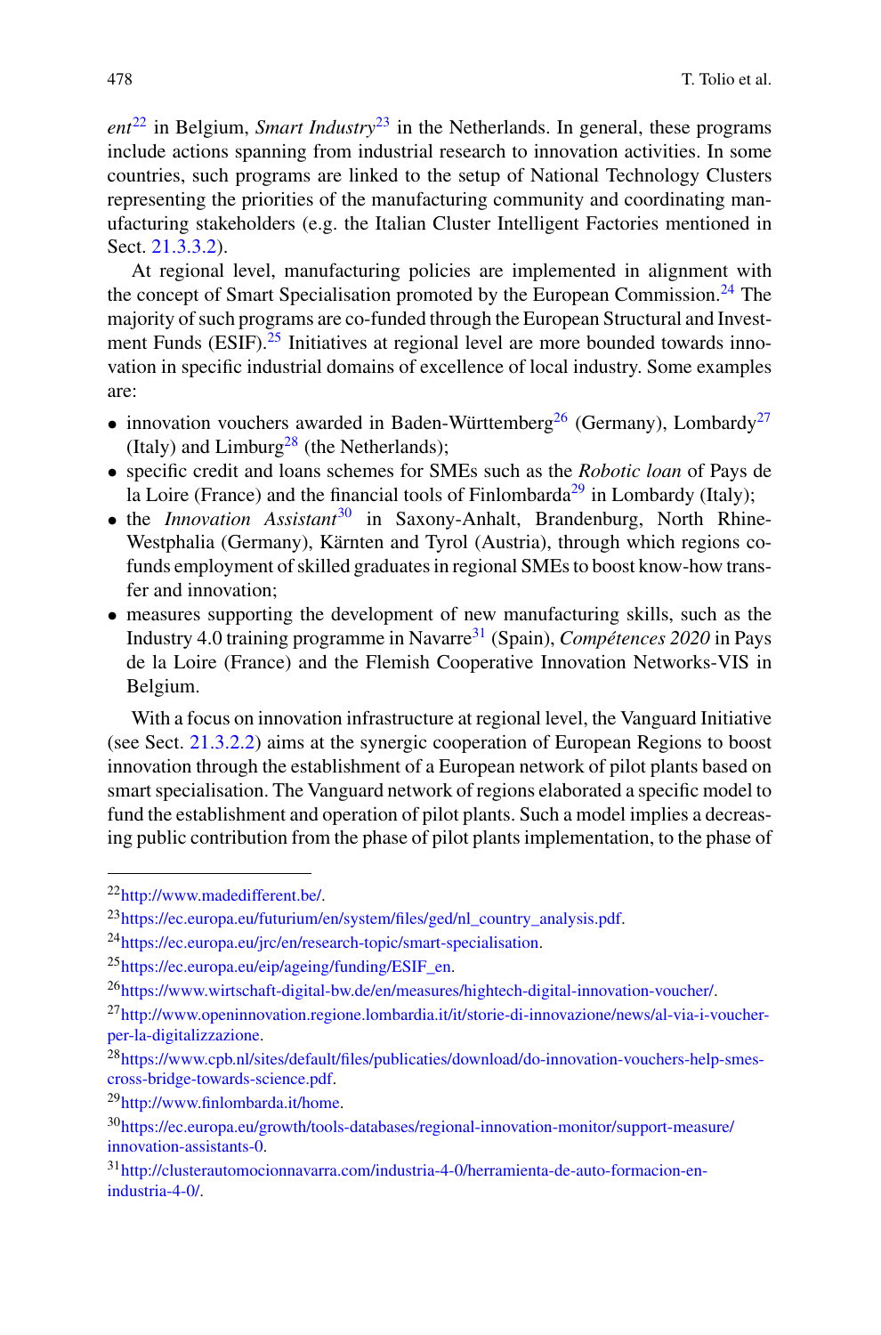*ent*[22] in Belgium, *Smart Industry*[23] in the Netherlands. In general, these programs include actions spanning from industrial research to innovation activities. In some countries, such programs are linked to the setup of National Technology Clusters representing the priorities of the manufacturing community and coordinating manufacturing stakeholders (e.g. the Italian Cluster Intelligent Factories mentioned in Sect. 21.3.3.2).

At regional level, manufacturing policies are implemented in alignment with the concept of Smart Specialisation promoted by the European Commission.[24] The majority of such programs are co-funded through the European Structural and Investment Funds (ESIF).[25] Initiatives at regional level are more bounded towards innovation in specific industrial domains of excellence of local industry. Some examples are:

- innovation vouchers awarded in Baden-Württemberg[26] (Germany), Lombardy[27] (Italy) and Limburg[28] (the Netherlands);
- specific credit and loans schemes for SMEs such as the *Robotic loan* of Pays de la Loire (France) and the financial tools of Finlombarda[29] in Lombardy (Italy);
- the *Innovation Assistant*[30] in Saxony-Anhalt, Brandenburg, North Rhine-Westphalia (Germany), Kärnten and Tyrol (Austria), through which regions co-funds employment of skilled graduates in regional SMEs to boost know-how transfer and innovation;
- measures supporting the development of new manufacturing skills, such as the Industry 4.0 training programme in Navarre[31] (Spain), *Compétences 2020* in Pays de la Loire (France) and the Flemish Cooperative Innovation Networks-VIS in Belgium.

With a focus on innovation infrastructure at regional level, the Vanguard Initiative (see Sect. 21.3.2.2) aims at the synergic cooperation of European Regions to boost innovation through the establishment of a European network of pilot plants based on smart specialisation. The Vanguard network of regions elaborated a specific model to fund the establishment and operation of pilot plants. Such a model implies a decreasing public contribution from the phase of pilot plants implementation, to the phase of

---

[22] http://www.madedifferent.be/.

[23] https://ec.europa.eu/futurium/en/system/files/ged/nl_country_analysis.pdf.

[24] https://ec.europa.eu/jrc/en/research-topic/smart-specialisation.

[25] https://ec.europa.eu/eip/ageing/funding/ESIF_en.

[26] https://www.wirtschaft-digital-bw.de/en/measures/hightech-digital-innovation-voucher/.

[27] http://www.openinnovation.regione.lombardia.it/it/storie-di-innovazione/news/al-via-i-voucher-per-la-digitalizzazione.

[28] https://www.cpb.nl/sites/default/files/publicaties/download/do-innovation-vouchers-help-smes-cross-bridge-towards-science.pdf.

[29] http://www.finlombarda.it/home.

[30] https://ec.europa.eu/growth/tools-databases/regional-innovation-monitor/support-measure/innovation-assistants-0.

[31] http://clusterautomocionnavarra.com/industria-4-0/herramienta-de-auto-formacion-en-industria-4-0/.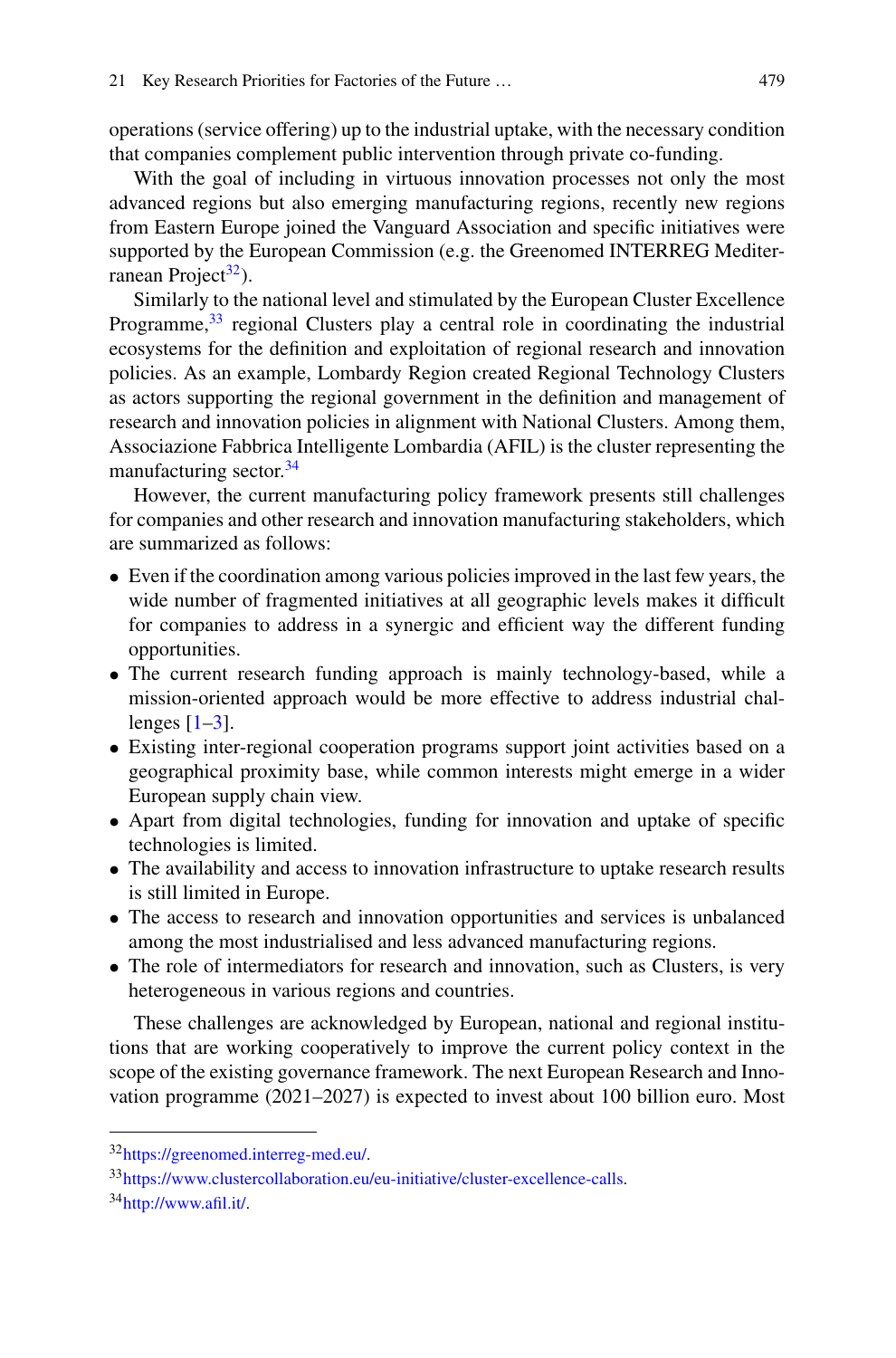operations (service offering) up to the industrial uptake, with the necessary condition that companies complement public intervention through private co-funding.

With the goal of including in virtuous innovation processes not only the most advanced regions but also emerging manufacturing regions, recently new regions from Eastern Europe joined the Vanguard Association and specific initiatives were supported by the European Commission (e.g. the Greenomed INTERREG Mediterranean Project[32]).

Similarly to the national level and stimulated by the European Cluster Excellence Programme,[33] regional Clusters play a central role in coordinating the industrial ecosystems for the definition and exploitation of regional research and innovation policies. As an example, Lombardy Region created Regional Technology Clusters as actors supporting the regional government in the definition and management of research and innovation policies in alignment with National Clusters. Among them, Associazione Fabbrica Intelligente Lombardia (AFIL) is the cluster representing the manufacturing sector.[34]

However, the current manufacturing policy framework presents still challenges for companies and other research and innovation manufacturing stakeholders, which are summarized as follows:

- Even if the coordination among various policies improved in the last few years, the wide number of fragmented initiatives at all geographic levels makes it difficult for companies to address in a synergic and efficient way the different funding opportunities.
- The current research funding approach is mainly technology-based, while a mission-oriented approach would be more effective to address industrial challenges [1–3].
- Existing inter-regional cooperation programs support joint activities based on a geographical proximity base, while common interests might emerge in a wider European supply chain view.
- Apart from digital technologies, funding for innovation and uptake of specific technologies is limited.
- The availability and access to innovation infrastructure to uptake research results is still limited in Europe.
- The access to research and innovation opportunities and services is unbalanced among the most industrialised and less advanced manufacturing regions.
- The role of intermediators for research and innovation, such as Clusters, is very heterogeneous in various regions and countries.

These challenges are acknowledged by European, national and regional institutions that are working cooperatively to improve the current policy context in the scope of the existing governance framework. The next European Research and Innovation programme (2021–2027) is expected to invest about 100 billion euro. Most

---

[32] https://greenomed.interreg-med.eu/.

[33] https://www.clustercollaboration.eu/eu-initiative/cluster-excellence-calls.

[34] http://www.afil.it/.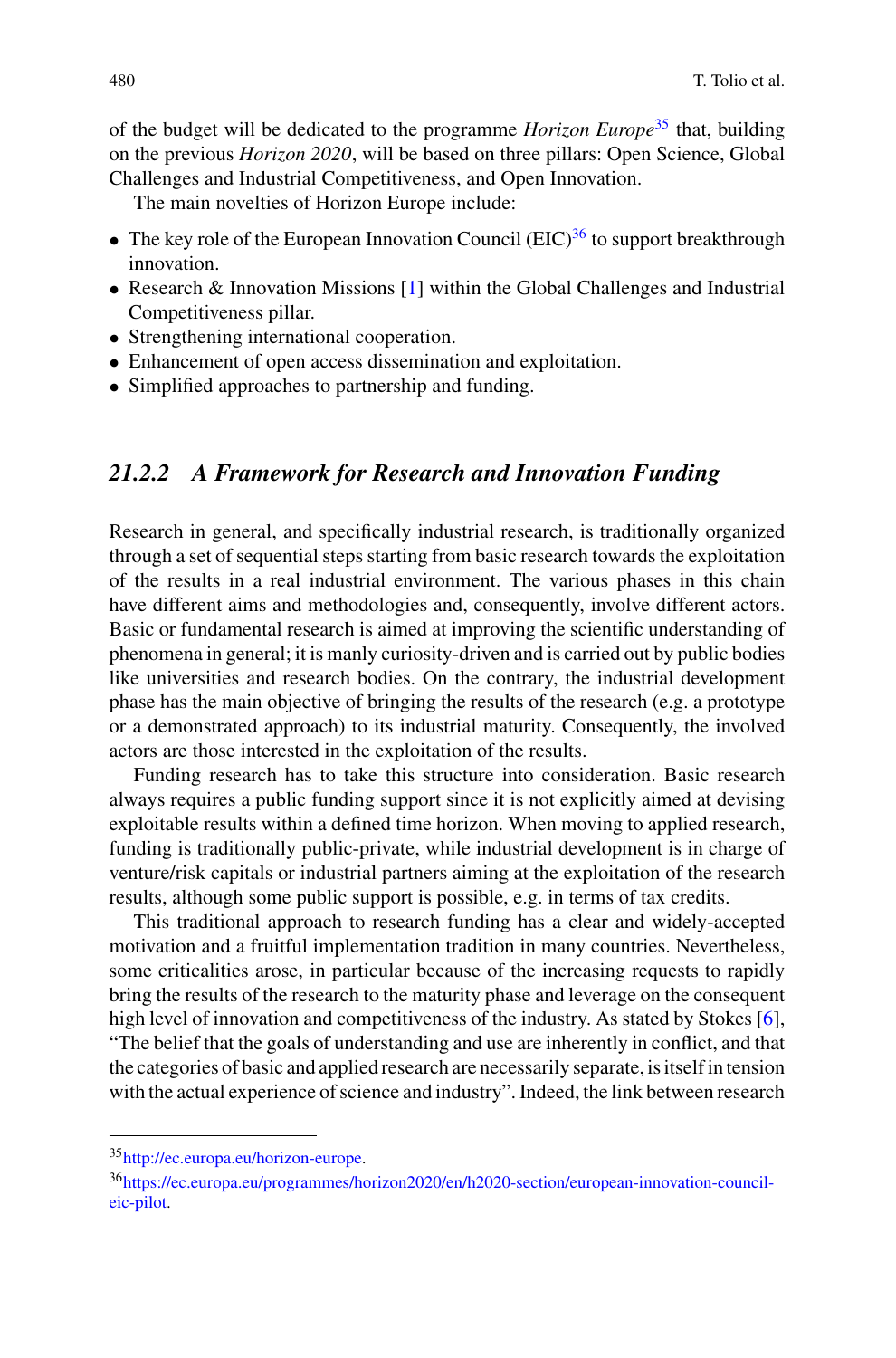of the budget will be dedicated to the programme *Horizon Europe*[35] that, building on the previous *Horizon 2020*, will be based on three pillars: Open Science, Global Challenges and Industrial Competitiveness, and Open Innovation.

The main novelties of Horizon Europe include:

- The key role of the European Innovation Council (EIC)[36] to support breakthrough innovation.
- Research & Innovation Missions [1] within the Global Challenges and Industrial Competitiveness pillar.
- Strengthening international cooperation.
- Enhancement of open access dissemination and exploitation.
- Simplified approaches to partnership and funding.

### *21.2.2 A Framework for Research and Innovation Funding*

Research in general, and specifically industrial research, is traditionally organized through a set of sequential steps starting from basic research towards the exploitation of the results in a real industrial environment. The various phases in this chain have different aims and methodologies and, consequently, involve different actors. Basic or fundamental research is aimed at improving the scientific understanding of phenomena in general; it is manly curiosity-driven and is carried out by public bodies like universities and research bodies. On the contrary, the industrial development phase has the main objective of bringing the results of the research (e.g. a prototype or a demonstrated approach) to its industrial maturity. Consequently, the involved actors are those interested in the exploitation of the results.

Funding research has to take this structure into consideration. Basic research always requires a public funding support since it is not explicitly aimed at devising exploitable results within a defined time horizon. When moving to applied research, funding is traditionally public-private, while industrial development is in charge of venture/risk capitals or industrial partners aiming at the exploitation of the research results, although some public support is possible, e.g. in terms of tax credits.

This traditional approach to research funding has a clear and widely-accepted motivation and a fruitful implementation tradition in many countries. Nevertheless, some criticalities arose, in particular because of the increasing requests to rapidly bring the results of the research to the maturity phase and leverage on the consequent high level of innovation and competitiveness of the industry. As stated by Stokes [6], "The belief that the goals of understanding and use are inherently in conflict, and that the categories of basic and applied research are necessarily separate, is itself in tension with the actual experience of science and industry". Indeed, the link between research

[35] http://ec.europa.eu/horizon-europe.

[36] https://ec.europa.eu/programmes/horizon2020/en/h2020-section/european-innovation-council-eic-pilot.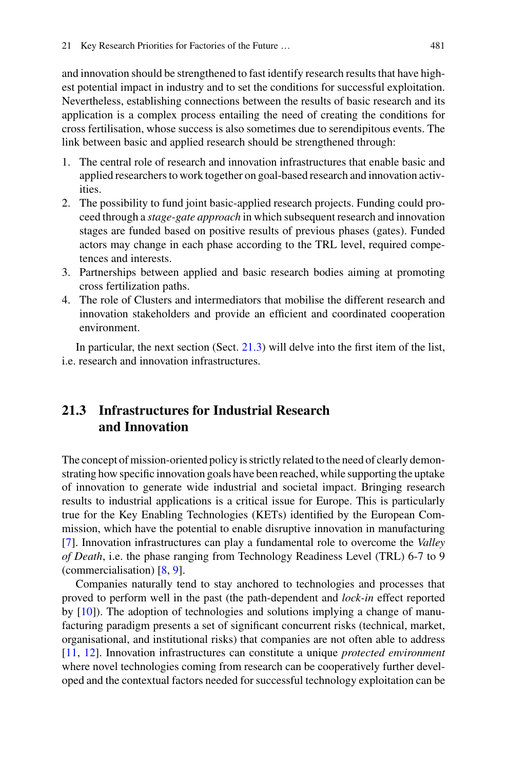and innovation should be strengthened to fast identify research results that have highest potential impact in industry and to set the conditions for successful exploitation. Nevertheless, establishing connections between the results of basic research and its application is a complex process entailing the need of creating the conditions for cross fertilisation, whose success is also sometimes due to serendipitous events. The link between basic and applied research should be strengthened through:

1. The central role of research and innovation infrastructures that enable basic and applied researchers to work together on goal-based research and innovation activities.
2. The possibility to fund joint basic-applied research projects. Funding could proceed through a *stage-gate approach* in which subsequent research and innovation stages are funded based on positive results of previous phases (gates). Funded actors may change in each phase according to the TRL level, required competences and interests.
3. Partnerships between applied and basic research bodies aiming at promoting cross fertilization paths.
4. The role of Clusters and intermediators that mobilise the different research and innovation stakeholders and provide an efficient and coordinated cooperation environment.

In particular, the next section (Sect. 21.3) will delve into the first item of the list, i.e. research and innovation infrastructures.

## 21.3 Infrastructures for Industrial Research and Innovation

The concept of mission-oriented policy is strictly related to the need of clearly demonstrating how specific innovation goals have been reached, while supporting the uptake of innovation to generate wide industrial and societal impact. Bringing research results to industrial applications is a critical issue for Europe. This is particularly true for the Key Enabling Technologies (KETs) identified by the European Commission, which have the potential to enable disruptive innovation in manufacturing [7]. Innovation infrastructures can play a fundamental role to overcome the *Valley of Death*, i.e. the phase ranging from Technology Readiness Level (TRL) 6-7 to 9 (commercialisation) [8, 9].

Companies naturally tend to stay anchored to technologies and processes that proved to perform well in the past (the path-dependent and *lock-in* effect reported by [10]). The adoption of technologies and solutions implying a change of manufacturing paradigm presents a set of significant concurrent risks (technical, market, organisational, and institutional risks) that companies are not often able to address [11, 12]. Innovation infrastructures can constitute a unique *protected environment* where novel technologies coming from research can be cooperatively further developed and the contextual factors needed for successful technology exploitation can be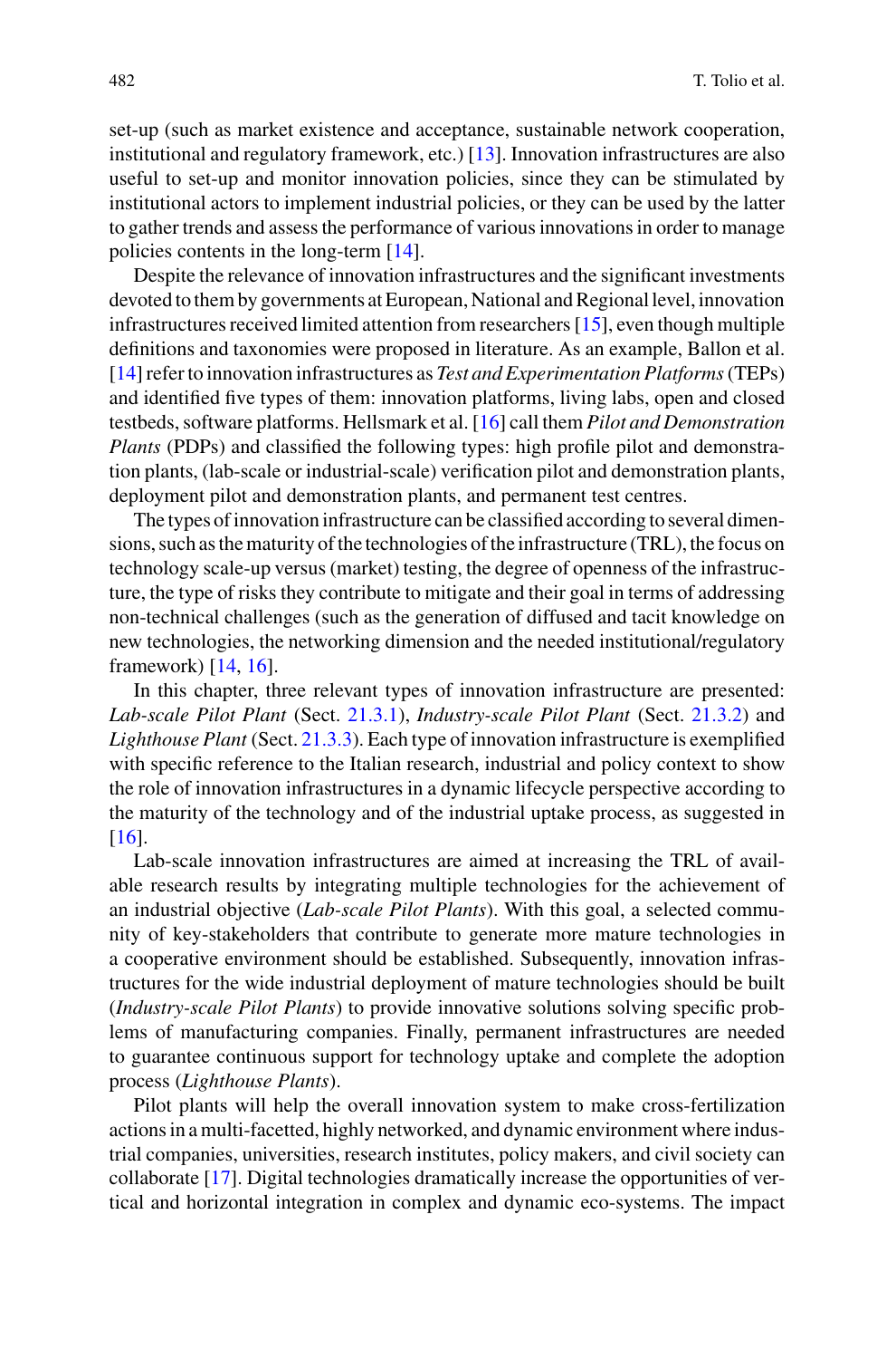set-up (such as market existence and acceptance, sustainable network cooperation, institutional and regulatory framework, etc.) [13]. Innovation infrastructures are also useful to set-up and monitor innovation policies, since they can be stimulated by institutional actors to implement industrial policies, or they can be used by the latter to gather trends and assess the performance of various innovations in order to manage policies contents in the long-term [14].

Despite the relevance of innovation infrastructures and the significant investments devoted to them by governments at European, National and Regional level, innovation infrastructures received limited attention from researchers [15], even though multiple definitions and taxonomies were proposed in literature. As an example, Ballon et al. [14] refer to innovation infrastructures as *Test and Experimentation Platforms* (TEPs) and identified five types of them: innovation platforms, living labs, open and closed testbeds, software platforms. Hellsmark et al. [16] call them *Pilot and Demonstration Plants* (PDPs) and classified the following types: high profile pilot and demonstration plants, (lab-scale or industrial-scale) verification pilot and demonstration plants, deployment pilot and demonstration plants, and permanent test centres.

The types of innovation infrastructure can be classified according to several dimensions, such as the maturity of the technologies of the infrastructure (TRL), the focus on technology scale-up versus (market) testing, the degree of openness of the infrastructure, the type of risks they contribute to mitigate and their goal in terms of addressing non-technical challenges (such as the generation of diffused and tacit knowledge on new technologies, the networking dimension and the needed institutional/regulatory framework) [14, 16].

In this chapter, three relevant types of innovation infrastructure are presented: *Lab-scale Pilot Plant* (Sect. 21.3.1), *Industry-scale Pilot Plant* (Sect. 21.3.2) and *Lighthouse Plant* (Sect. 21.3.3). Each type of innovation infrastructure is exemplified with specific reference to the Italian research, industrial and policy context to show the role of innovation infrastructures in a dynamic lifecycle perspective according to the maturity of the technology and of the industrial uptake process, as suggested in [16].

Lab-scale innovation infrastructures are aimed at increasing the TRL of available research results by integrating multiple technologies for the achievement of an industrial objective (*Lab-scale Pilot Plants*). With this goal, a selected community of key-stakeholders that contribute to generate more mature technologies in a cooperative environment should be established. Subsequently, innovation infrastructures for the wide industrial deployment of mature technologies should be built (*Industry-scale Pilot Plants*) to provide innovative solutions solving specific problems of manufacturing companies. Finally, permanent infrastructures are needed to guarantee continuous support for technology uptake and complete the adoption process (*Lighthouse Plants*).

Pilot plants will help the overall innovation system to make cross-fertilization actions in a multi-facetted, highly networked, and dynamic environment where industrial companies, universities, research institutes, policy makers, and civil society can collaborate [17]. Digital technologies dramatically increase the opportunities of vertical and horizontal integration in complex and dynamic eco-systems. The impact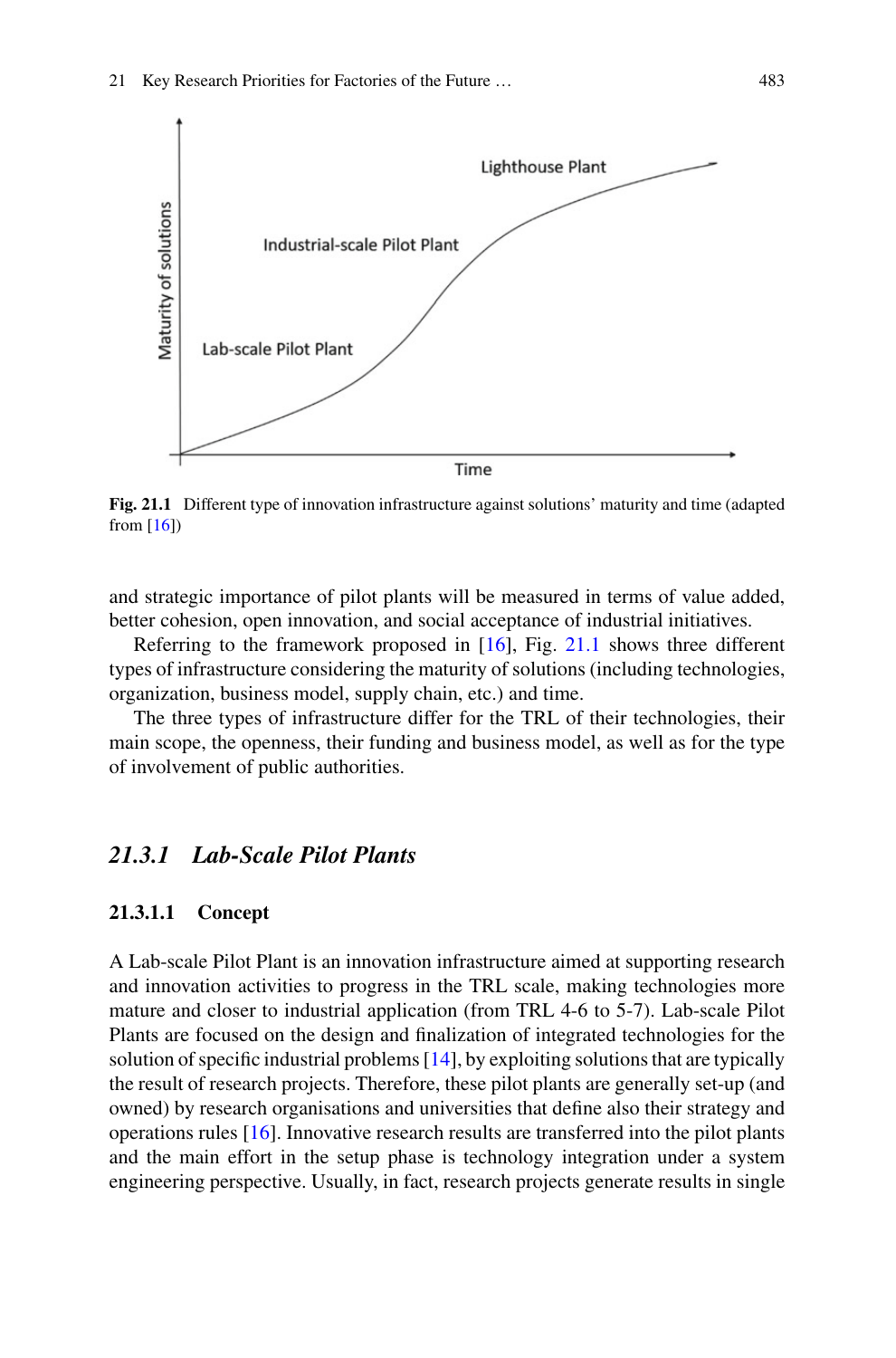Fig. 21.1 Different type of innovation infrastructure against solutions' maturity and time (adapted from [16])

and strategic importance of pilot plants will be measured in terms of value added, better cohesion, open innovation, and social acceptance of industrial initiatives.

Referring to the framework proposed in [16], Fig. 21.1 shows three different types of infrastructure considering the maturity of solutions (including technologies, organization, business model, supply chain, etc.) and time.

The three types of infrastructure differ for the TRL of their technologies, their main scope, the openness, their funding and business model, as well as for the type of involvement of public authorities.

## 21.3.1 Lab-Scale Pilot Plants

### 21.3.1.1 Concept

A Lab-scale Pilot Plant is an innovation infrastructure aimed at supporting research and innovation activities to progress in the TRL scale, making technologies more mature and closer to industrial application (from TRL 4-6 to 5-7). Lab-scale Pilot Plants are focused on the design and finalization of integrated technologies for the solution of specific industrial problems [14], by exploiting solutions that are typically the result of research projects. Therefore, these pilot plants are generally set-up (and owned) by research organisations and universities that define also their strategy and operations rules [16]. Innovative research results are transferred into the pilot plants and the main effort in the setup phase is technology integration under a system engineering perspective. Usually, in fact, research projects generate results in single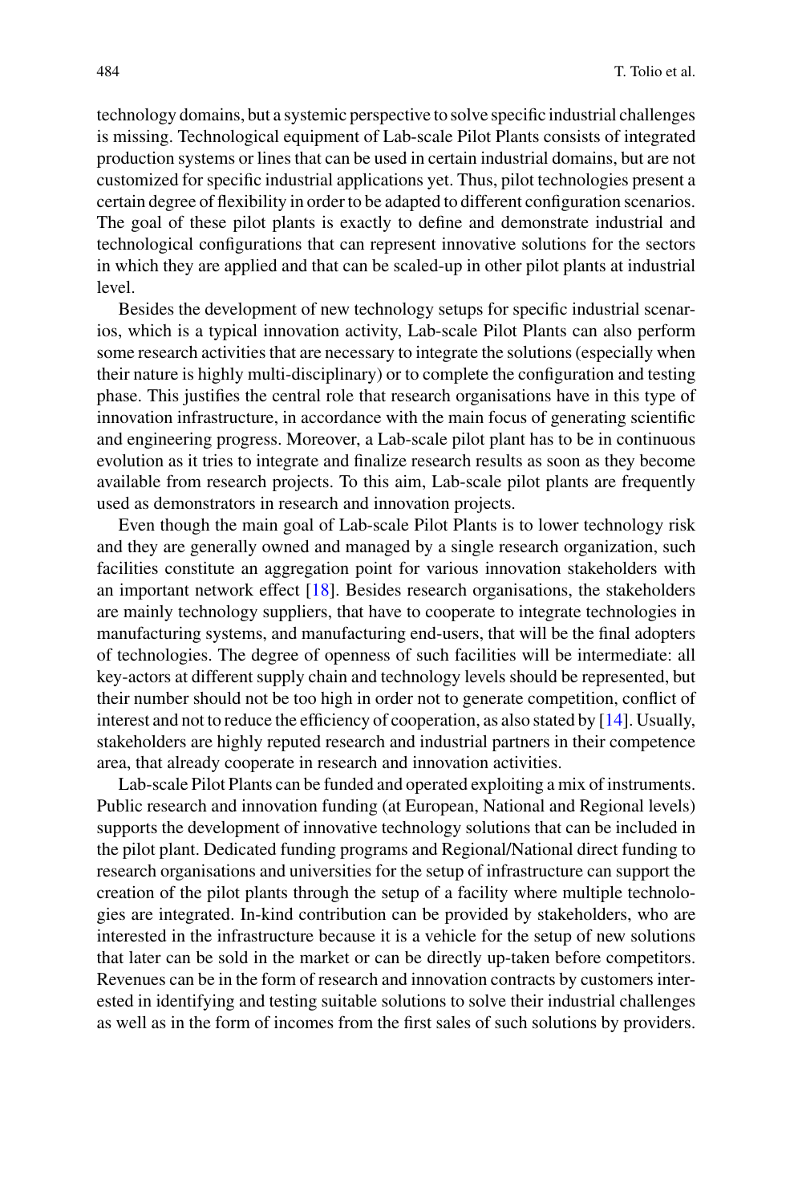technology domains, but a systemic perspective to solve specific industrial challenges is missing. Technological equipment of Lab-scale Pilot Plants consists of integrated production systems or lines that can be used in certain industrial domains, but are not customized for specific industrial applications yet. Thus, pilot technologies present a certain degree of flexibility in order to be adapted to different configuration scenarios. The goal of these pilot plants is exactly to define and demonstrate industrial and technological configurations that can represent innovative solutions for the sectors in which they are applied and that can be scaled-up in other pilot plants at industrial level.

Besides the development of new technology setups for specific industrial scenarios, which is a typical innovation activity, Lab-scale Pilot Plants can also perform some research activities that are necessary to integrate the solutions (especially when their nature is highly multi-disciplinary) or to complete the configuration and testing phase. This justifies the central role that research organisations have in this type of innovation infrastructure, in accordance with the main focus of generating scientific and engineering progress. Moreover, a Lab-scale pilot plant has to be in continuous evolution as it tries to integrate and finalize research results as soon as they become available from research projects. To this aim, Lab-scale pilot plants are frequently used as demonstrators in research and innovation projects.

Even though the main goal of Lab-scale Pilot Plants is to lower technology risk and they are generally owned and managed by a single research organization, such facilities constitute an aggregation point for various innovation stakeholders with an important network effect [18]. Besides research organisations, the stakeholders are mainly technology suppliers, that have to cooperate to integrate technologies in manufacturing systems, and manufacturing end-users, that will be the final adopters of technologies. The degree of openness of such facilities will be intermediate: all key-actors at different supply chain and technology levels should be represented, but their number should not be too high in order not to generate competition, conflict of interest and not to reduce the efficiency of cooperation, as also stated by [14]. Usually, stakeholders are highly reputed research and industrial partners in their competence area, that already cooperate in research and innovation activities.

Lab-scale Pilot Plants can be funded and operated exploiting a mix of instruments. Public research and innovation funding (at European, National and Regional levels) supports the development of innovative technology solutions that can be included in the pilot plant. Dedicated funding programs and Regional/National direct funding to research organisations and universities for the setup of infrastructure can support the creation of the pilot plants through the setup of a facility where multiple technologies are integrated. In-kind contribution can be provided by stakeholders, who are interested in the infrastructure because it is a vehicle for the setup of new solutions that later can be sold in the market or can be directly up-taken before competitors. Revenues can be in the form of research and innovation contracts by customers interested in identifying and testing suitable solutions to solve their industrial challenges as well as in the form of incomes from the first sales of such solutions by providers.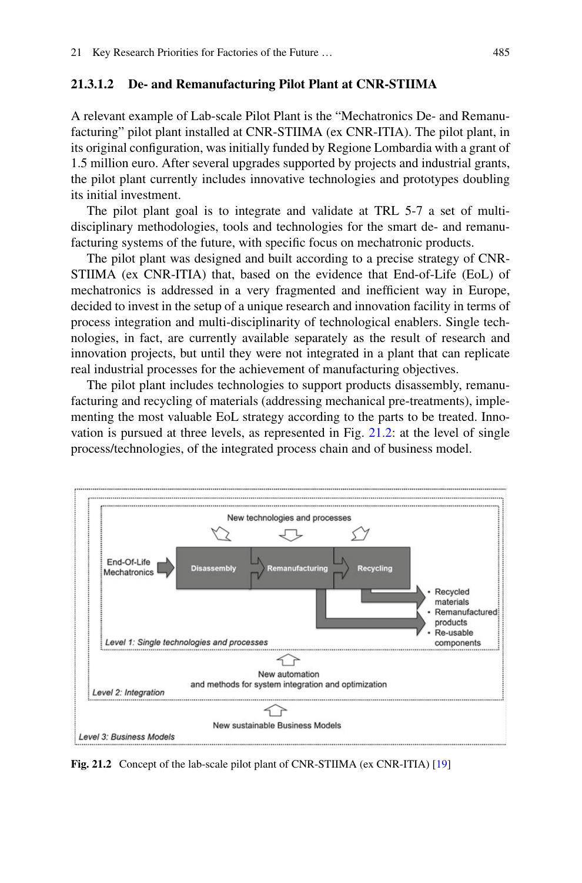#### 21.3.1.2 De- and Remanufacturing Pilot Plant at CNR-STIIMA

A relevant example of Lab-scale Pilot Plant is the "Mechatronics De- and Remanufacturing" pilot plant installed at CNR-STIIMA (ex CNR-ITIA). The pilot plant, in its original configuration, was initially funded by Regione Lombardia with a grant of 1.5 million euro. After several upgrades supported by projects and industrial grants, the pilot plant currently includes innovative technologies and prototypes doubling its initial investment.

The pilot plant goal is to integrate and validate at TRL 5-7 a set of multi-disciplinary methodologies, tools and technologies for the smart de- and remanufacturing systems of the future, with specific focus on mechatronic products.

The pilot plant was designed and built according to a precise strategy of CNR-STIIMA (ex CNR-ITIA) that, based on the evidence that End-of-Life (EoL) of mechatronics is addressed in a very fragmented and inefficient way in Europe, decided to invest in the setup of a unique research and innovation facility in terms of process integration and multi-disciplinarity of technological enablers. Single technologies, in fact, are currently available separately as the result of research and innovation projects, but until they were not integrated in a plant that can replicate real industrial processes for the achievement of manufacturing objectives.

The pilot plant includes technologies to support products disassembly, remanufacturing and recycling of materials (addressing mechanical pre-treatments), implementing the most valuable EoL strategy according to the parts to be treated. Innovation is pursued at three levels, as represented in Fig. 21.2: at the level of single process/technologies, of the integrated process chain and of business model.

**Fig. 21.2** Concept of the lab-scale pilot plant of CNR-STIIMA (ex CNR-ITIA) [19]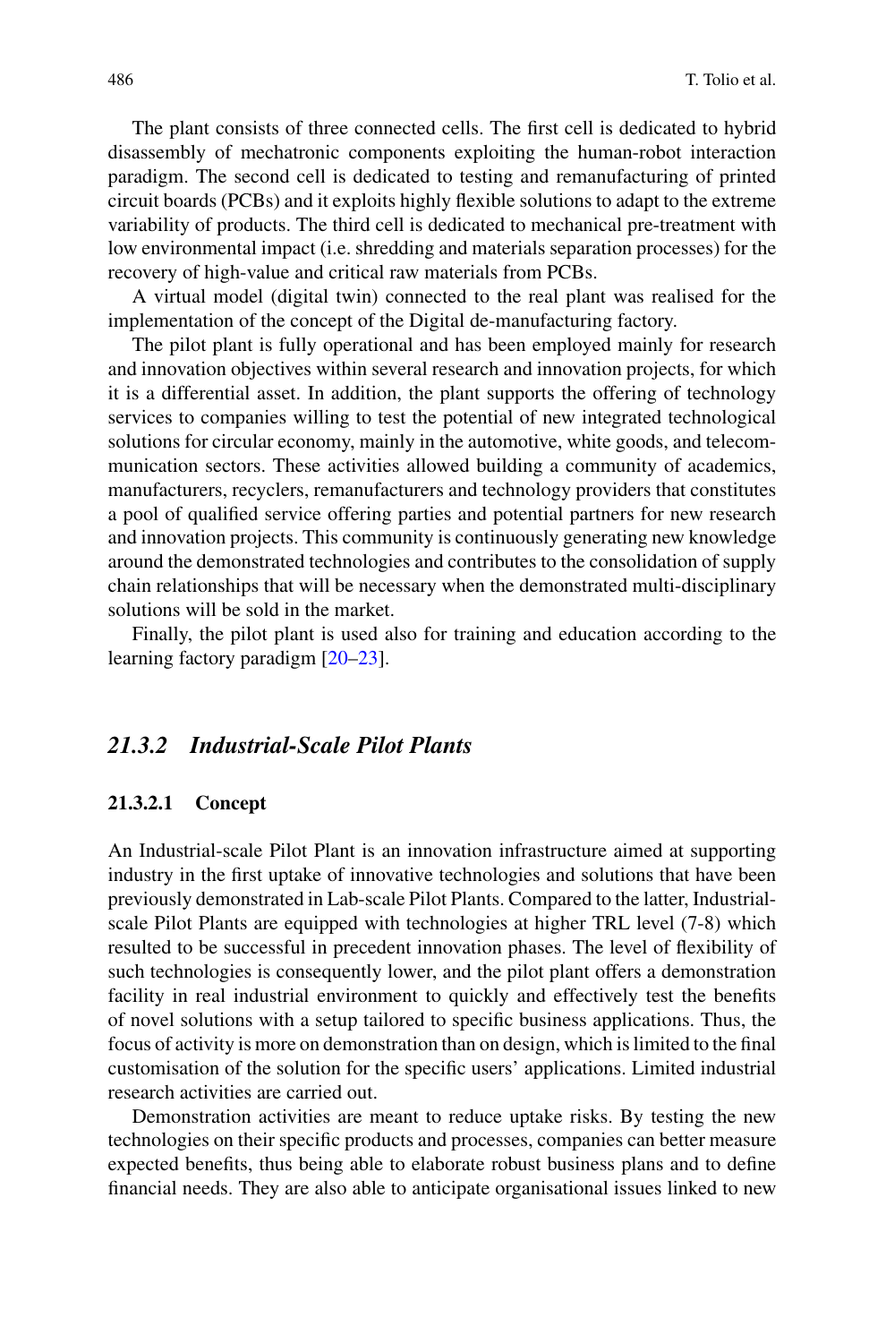The plant consists of three connected cells. The first cell is dedicated to hybrid disassembly of mechatronic components exploiting the human-robot interaction paradigm. The second cell is dedicated to testing and remanufacturing of printed circuit boards (PCBs) and it exploits highly flexible solutions to adapt to the extreme variability of products. The third cell is dedicated to mechanical pre-treatment with low environmental impact (i.e. shredding and materials separation processes) for the recovery of high-value and critical raw materials from PCBs.

A virtual model (digital twin) connected to the real plant was realised for the implementation of the concept of the Digital de-manufacturing factory.

The pilot plant is fully operational and has been employed mainly for research and innovation objectives within several research and innovation projects, for which it is a differential asset. In addition, the plant supports the offering of technology services to companies willing to test the potential of new integrated technological solutions for circular economy, mainly in the automotive, white goods, and telecommunication sectors. These activities allowed building a community of academics, manufacturers, recyclers, remanufacturers and technology providers that constitutes a pool of qualified service offering parties and potential partners for new research and innovation projects. This community is continuously generating new knowledge around the demonstrated technologies and contributes to the consolidation of supply chain relationships that will be necessary when the demonstrated multi-disciplinary solutions will be sold in the market.

Finally, the pilot plant is used also for training and education according to the learning factory paradigm [20–23].

### *21.3.2 Industrial-Scale Pilot Plants*

#### 21.3.2.1 Concept

An Industrial-scale Pilot Plant is an innovation infrastructure aimed at supporting industry in the first uptake of innovative technologies and solutions that have been previously demonstrated in Lab-scale Pilot Plants. Compared to the latter, Industrial-scale Pilot Plants are equipped with technologies at higher TRL level (7-8) which resulted to be successful in precedent innovation phases. The level of flexibility of such technologies is consequently lower, and the pilot plant offers a demonstration facility in real industrial environment to quickly and effectively test the benefits of novel solutions with a setup tailored to specific business applications. Thus, the focus of activity is more on demonstration than on design, which is limited to the final customisation of the solution for the specific users' applications. Limited industrial research activities are carried out.

Demonstration activities are meant to reduce uptake risks. By testing the new technologies on their specific products and processes, companies can better measure expected benefits, thus being able to elaborate robust business plans and to define financial needs. They are also able to anticipate organisational issues linked to new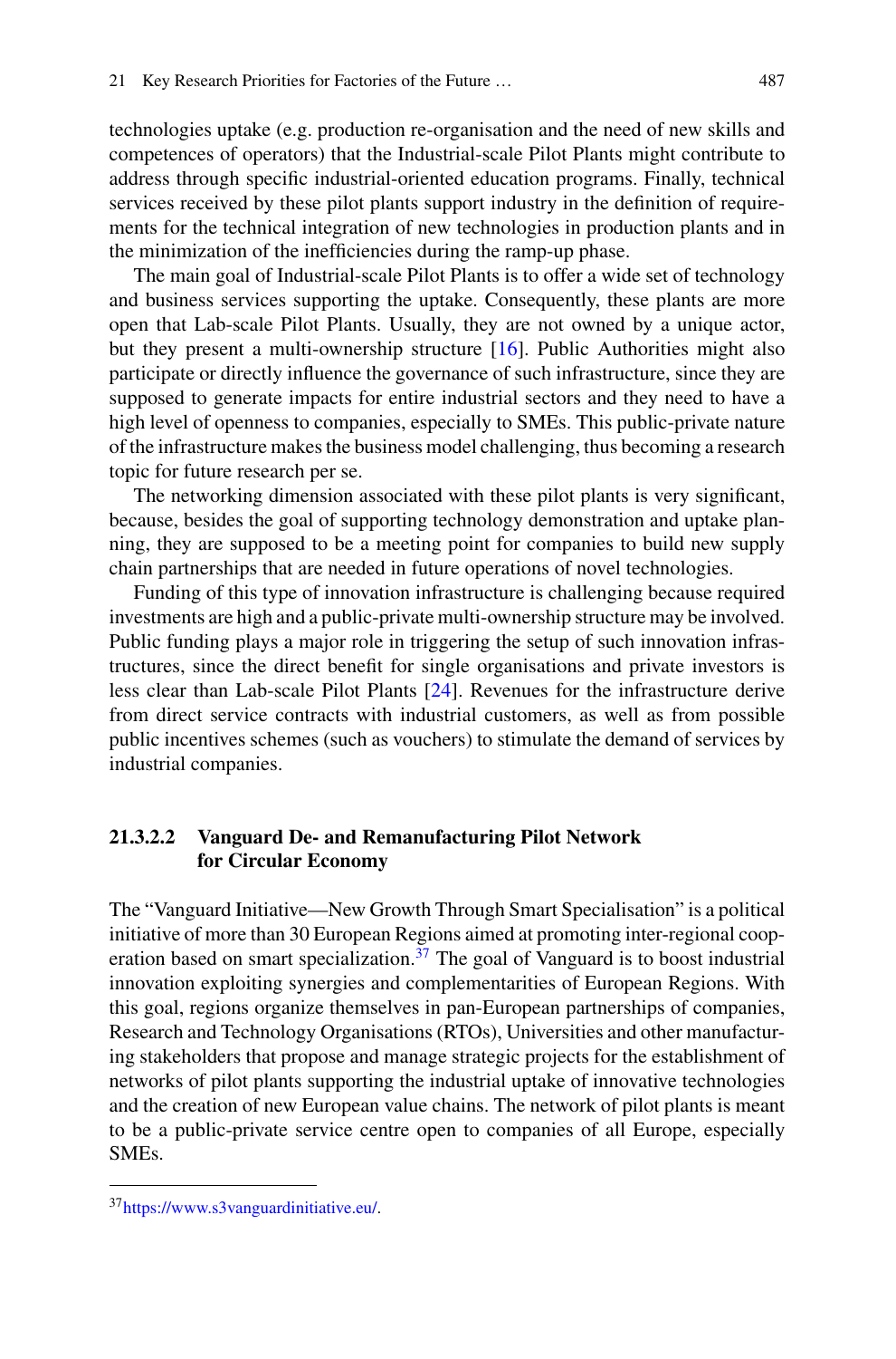technologies uptake (e.g. production re-organisation and the need of new skills and competences of operators) that the Industrial-scale Pilot Plants might contribute to address through specific industrial-oriented education programs. Finally, technical services received by these pilot plants support industry in the definition of requirements for the technical integration of new technologies in production plants and in the minimization of the inefficiencies during the ramp-up phase.

The main goal of Industrial-scale Pilot Plants is to offer a wide set of technology and business services supporting the uptake. Consequently, these plants are more open that Lab-scale Pilot Plants. Usually, they are not owned by a unique actor, but they present a multi-ownership structure [16]. Public Authorities might also participate or directly influence the governance of such infrastructure, since they are supposed to generate impacts for entire industrial sectors and they need to have a high level of openness to companies, especially to SMEs. This public-private nature of the infrastructure makes the business model challenging, thus becoming a research topic for future research per se.

The networking dimension associated with these pilot plants is very significant, because, besides the goal of supporting technology demonstration and uptake planning, they are supposed to be a meeting point for companies to build new supply chain partnerships that are needed in future operations of novel technologies.

Funding of this type of innovation infrastructure is challenging because required investments are high and a public-private multi-ownership structure may be involved. Public funding plays a major role in triggering the setup of such innovation infrastructures, since the direct benefit for single organisations and private investors is less clear than Lab-scale Pilot Plants [24]. Revenues for the infrastructure derive from direct service contracts with industrial customers, as well as from possible public incentives schemes (such as vouchers) to stimulate the demand of services by industrial companies.

#### 21.3.2.2 Vanguard De- and Remanufacturing Pilot Network for Circular Economy

The "Vanguard Initiative—New Growth Through Smart Specialisation" is a political initiative of more than 30 European Regions aimed at promoting inter-regional cooperation based on smart specialization.[37] The goal of Vanguard is to boost industrial innovation exploiting synergies and complementarities of European Regions. With this goal, regions organize themselves in pan-European partnerships of companies, Research and Technology Organisations (RTOs), Universities and other manufacturing stakeholders that propose and manage strategic projects for the establishment of networks of pilot plants supporting the industrial uptake of innovative technologies and the creation of new European value chains. The network of pilot plants is meant to be a public-private service centre open to companies of all Europe, especially SMEs.

---

[37] https://www.s3vanguardinitiative.eu/.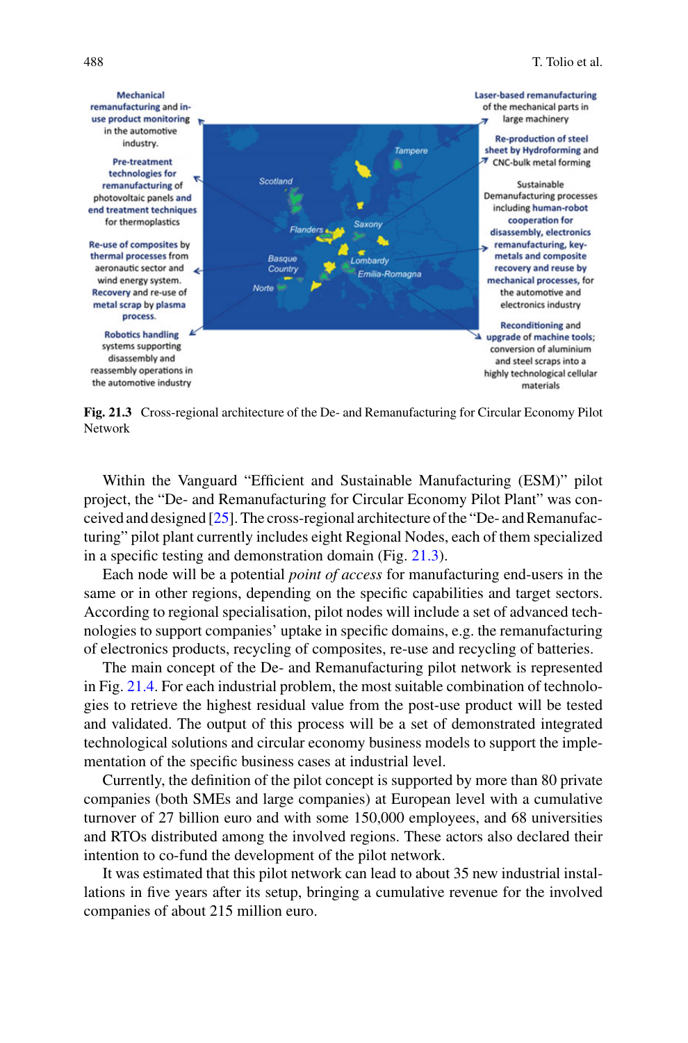Mechanical remanufacturing and in-use product monitoring in the automotive industry.

Pre-treatment technologies for remanufacturing of photovoltaic panels and end treatment techniques for thermoplastics

Re-use of composites by thermal processes from aeronautic sector and wind energy system. Recovery and re-use of metal scrap by plasma process.

Robotics handling systems supporting disassembly and reassembly operations in the automotive industry

Tampere

Scotland

Flanders

Saxony

Basque Country

Lombardy

Emilia-Romagna

Norte

Laser-based remanufacturing of the mechanical parts in large machinery

Re-production of steel sheet by Hydroforming and CNC-bulk metal forming

Sustainable Demanufacturing processes including human-robot cooperation for disassembly, electronics remanufacturing, key-metals and composite recovery and reuse by mechanical processes, for the automotive and electronics industry

Reconditioning and upgrade of machine tools; conversion of aluminium and steel scraps into a highly technological cellular materials

**Fig. 21.3** Cross-regional architecture of the De- and Remanufacturing for Circular Economy Pilot Network

Within the Vanguard "Efficient and Sustainable Manufacturing (ESM)" pilot project, the "De- and Remanufacturing for Circular Economy Pilot Plant" was conceived and designed [25]. The cross-regional architecture of the "De- and Remanufacturing" pilot plant currently includes eight Regional Nodes, each of them specialized in a specific testing and demonstration domain (Fig. 21.3).

Each node will be a potential *point of access* for manufacturing end-users in the same or in other regions, depending on the specific capabilities and target sectors. According to regional specialisation, pilot nodes will include a set of advanced technologies to support companies' uptake in specific domains, e.g. the remanufacturing of electronics products, recycling of composites, re-use and recycling of batteries.

The main concept of the De- and Remanufacturing pilot network is represented in Fig. 21.4. For each industrial problem, the most suitable combination of technologies to retrieve the highest residual value from the post-use product will be tested and validated. The output of this process will be a set of demonstrated integrated technological solutions and circular economy business models to support the implementation of the specific business cases at industrial level.

Currently, the definition of the pilot concept is supported by more than 80 private companies (both SMEs and large companies) at European level with a cumulative turnover of 27 billion euro and with some 150,000 employees, and 68 universities and RTOs distributed among the involved regions. These actors also declared their intention to co-fund the development of the pilot network.

It was estimated that this pilot network can lead to about 35 new industrial installations in five years after its setup, bringing a cumulative revenue for the involved companies of about 215 million euro.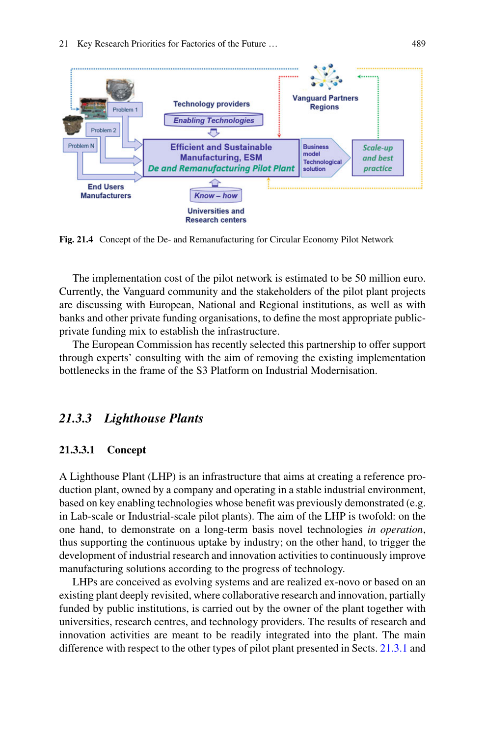Fig. 21.4 Concept of the De- and Remanufacturing for Circular Economy Pilot Network

The implementation cost of the pilot network is estimated to be 50 million euro. Currently, the Vanguard community and the stakeholders of the pilot plant projects are discussing with European, National and Regional institutions, as well as with banks and other private funding organisations, to define the most appropriate public-private funding mix to establish the infrastructure.

The European Commission has recently selected this partnership to offer support through experts' consulting with the aim of removing the existing implementation bottlenecks in the frame of the S3 Platform on Industrial Modernisation.

## 21.3.3 Lighthouse Plants

### 21.3.3.1 Concept

A Lighthouse Plant (LHP) is an infrastructure that aims at creating a reference production plant, owned by a company and operating in a stable industrial environment, based on key enabling technologies whose benefit was previously demonstrated (e.g. in Lab-scale or Industrial-scale pilot plants). The aim of the LHP is twofold: on the one hand, to demonstrate on a long-term basis novel technologies *in operation*, thus supporting the continuous uptake by industry; on the other hand, to trigger the development of industrial research and innovation activities to continuously improve manufacturing solutions according to the progress of technology.

LHPs are conceived as evolving systems and are realized ex-novo or based on an existing plant deeply revisited, where collaborative research and innovation, partially funded by public institutions, is carried out by the owner of the plant together with universities, research centres, and technology providers. The results of research and innovation activities are meant to be readily integrated into the plant. The main difference with respect to the other types of pilot plant presented in Sects. 21.3.1 and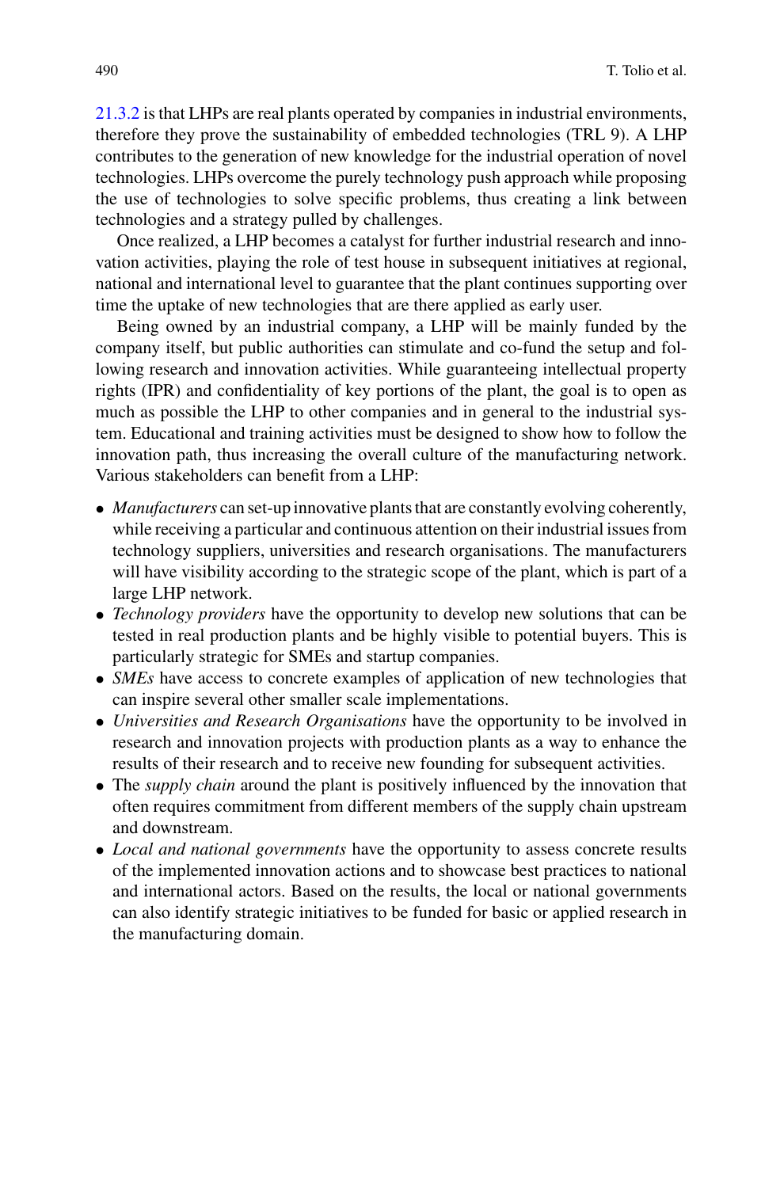21.3.2 is that LHPs are real plants operated by companies in industrial environments, therefore they prove the sustainability of embedded technologies (TRL 9). A LHP contributes to the generation of new knowledge for the industrial operation of novel technologies. LHPs overcome the purely technology push approach while proposing the use of technologies to solve specific problems, thus creating a link between technologies and a strategy pulled by challenges.

Once realized, a LHP becomes a catalyst for further industrial research and innovation activities, playing the role of test house in subsequent initiatives at regional, national and international level to guarantee that the plant continues supporting over time the uptake of new technologies that are there applied as early user.

Being owned by an industrial company, a LHP will be mainly funded by the company itself, but public authorities can stimulate and co-fund the setup and following research and innovation activities. While guaranteeing intellectual property rights (IPR) and confidentiality of key portions of the plant, the goal is to open as much as possible the LHP to other companies and in general to the industrial system. Educational and training activities must be designed to show how to follow the innovation path, thus increasing the overall culture of the manufacturing network. Various stakeholders can benefit from a LHP:

- *Manufacturers* can set-up innovative plants that are constantly evolving coherently, while receiving a particular and continuous attention on their industrial issues from technology suppliers, universities and research organisations. The manufacturers will have visibility according to the strategic scope of the plant, which is part of a large LHP network.
- *Technology providers* have the opportunity to develop new solutions that can be tested in real production plants and be highly visible to potential buyers. This is particularly strategic for SMEs and startup companies.
- *SMEs* have access to concrete examples of application of new technologies that can inspire several other smaller scale implementations.
- *Universities and Research Organisations* have the opportunity to be involved in research and innovation projects with production plants as a way to enhance the results of their research and to receive new founding for subsequent activities.
- The *supply chain* around the plant is positively influenced by the innovation that often requires commitment from different members of the supply chain upstream and downstream.
- *Local and national governments* have the opportunity to assess concrete results of the implemented innovation actions and to showcase best practices to national and international actors. Based on the results, the local or national governments can also identify strategic initiatives to be funded for basic or applied research in the manufacturing domain.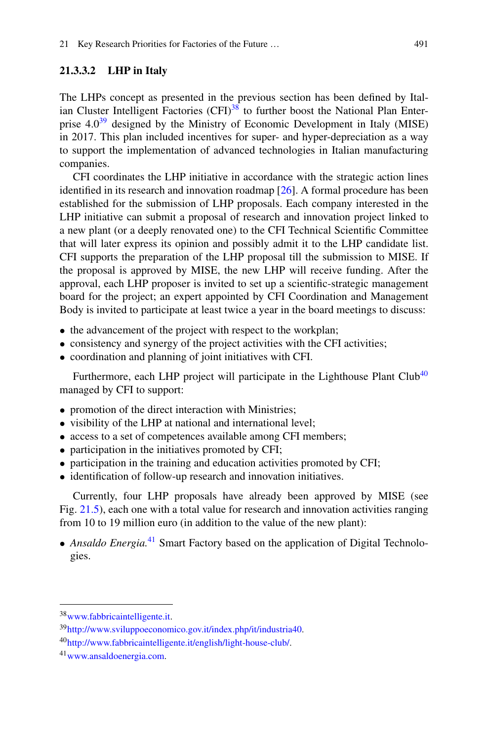#### 21.3.3.2 LHP in Italy

The LHPs concept as presented in the previous section has been defined by Italian Cluster Intelligent Factories (CFI)[38] to further boost the National Plan Enterprise 4.0[39] designed by the Ministry of Economic Development in Italy (MISE) in 2017. This plan included incentives for super- and hyper-depreciation as a way to support the implementation of advanced technologies in Italian manufacturing companies.

CFI coordinates the LHP initiative in accordance with the strategic action lines identified in its research and innovation roadmap [26]. A formal procedure has been established for the submission of LHP proposals. Each company interested in the LHP initiative can submit a proposal of research and innovation project linked to a new plant (or a deeply renovated one) to the CFI Technical Scientific Committee that will later express its opinion and possibly admit it to the LHP candidate list. CFI supports the preparation of the LHP proposal till the submission to MISE. If the proposal is approved by MISE, the new LHP will receive funding. After the approval, each LHP proposer is invited to set up a scientific-strategic management board for the project; an expert appointed by CFI Coordination and Management Body is invited to participate at least twice a year in the board meetings to discuss:

- the advancement of the project with respect to the workplan;
- consistency and synergy of the project activities with the CFI activities;
- coordination and planning of joint initiatives with CFI.

Furthermore, each LHP project will participate in the Lighthouse Plant Club[40] managed by CFI to support:

- promotion of the direct interaction with Ministries;
- visibility of the LHP at national and international level;
- access to a set of competences available among CFI members;
- participation in the initiatives promoted by CFI;
- participation in the training and education activities promoted by CFI;
- identification of follow-up research and innovation initiatives.

Currently, four LHP proposals have already been approved by MISE (see Fig. 21.5), each one with a total value for research and innovation activities ranging from 10 to 19 million euro (in addition to the value of the new plant):

- *Ansaldo Energia.*[41] Smart Factory based on the application of Digital Technologies.

---

[38] www.fabbricaintelligente.it.

[39] http://www.sviluppoeconomico.gov.it/index.php/it/industria40.

[40] http://www.fabbricaintelligente.it/english/light-house-club/.

[41] www.ansaldoenergia.com.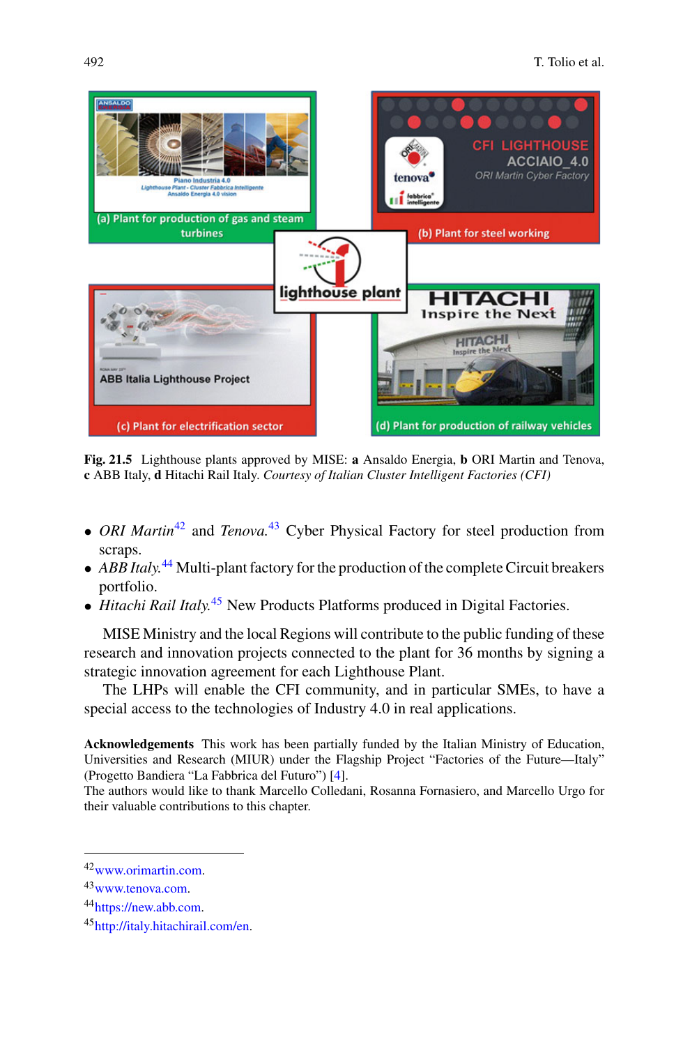Fig. 21.5 Lighthouse plants approved by MISE: **a** Ansaldo Energia, **b** ORI Martin and Tenova, **c** ABB Italy, **d** Hitachi Rail Italy. *Courtesy of Italian Cluster Intelligent Factories (CFI)*

- *ORI Martin*[42] and *Tenova.*[43] Cyber Physical Factory for steel production from scraps.
- *ABB Italy.*[44] Multi-plant factory for the production of the complete Circuit breakers portfolio.
- *Hitachi Rail Italy.*[45] New Products Platforms produced in Digital Factories.

MISE Ministry and the local Regions will contribute to the public funding of these research and innovation projects connected to the plant for 36 months by signing a strategic innovation agreement for each Lighthouse Plant.

The LHPs will enable the CFI community, and in particular SMEs, to have a special access to the technologies of Industry 4.0 in real applications.

**Acknowledgements** This work has been partially funded by the Italian Ministry of Education, Universities and Research (MIUR) under the Flagship Project "Factories of the Future—Italy" (Progetto Bandiera "La Fabbrica del Futuro") [4].
The authors would like to thank Marcello Colledani, Rosanna Fornasiero, and Marcello Urgo for their valuable contributions to this chapter.

---

[42] www.orimartin.com.

[43] www.tenova.com.

[44] https://new.abb.com.

[45] http://italy.hitachirail.com/en.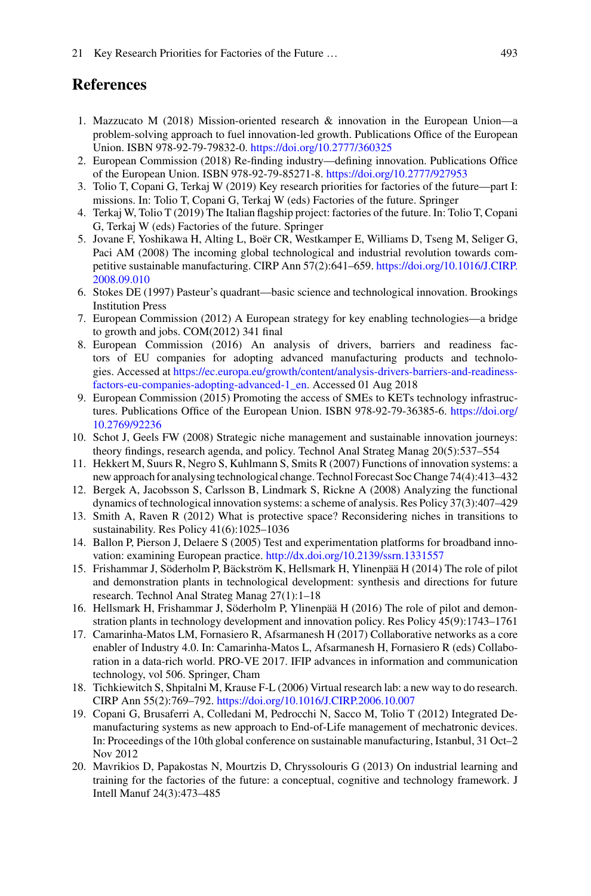## References

1. Mazzucato M (2018) Mission-oriented research & innovation in the European Union—a problem-solving approach to fuel innovation-led growth. Publications Office of the European Union. ISBN 978-92-79-79832-0. https://doi.org/10.2777/360325
2. European Commission (2018) Re-finding industry—defining innovation. Publications Office of the European Union. ISBN 978-92-79-85271-8. https://doi.org/10.2777/927953
3. Tolio T, Copani G, Terkaj W (2019) Key research priorities for factories of the future—part I: missions. In: Tolio T, Copani G, Terkaj W (eds) Factories of the future. Springer
4. Terkaj W, Tolio T (2019) The Italian flagship project: factories of the future. In: Tolio T, Copani G, Terkaj W (eds) Factories of the future. Springer
5. Jovane F, Yoshikawa H, Alting L, Boër CR, Westkamper E, Williams D, Tseng M, Seliger G, Paci AM (2008) The incoming global technological and industrial revolution towards competitive sustainable manufacturing. CIRP Ann 57(2):641–659. https://doi.org/10.1016/J.CIRP.2008.09.010
6. Stokes DE (1997) Pasteur's quadrant—basic science and technological innovation. Brookings Institution Press
7. European Commission (2012) A European strategy for key enabling technologies—a bridge to growth and jobs. COM(2012) 341 final
8. European Commission (2016) An analysis of drivers, barriers and readiness factors of EU companies for adopting advanced manufacturing products and technologies. Accessed at https://ec.europa.eu/growth/content/analysis-drivers-barriers-and-readiness-factors-eu-companies-adopting-advanced-1_en. Accessed 01 Aug 2018
9. European Commission (2015) Promoting the access of SMEs to KETs technology infrastructures. Publications Office of the European Union. ISBN 978-92-79-36385-6. https://doi.org/10.2769/92236
10. Schot J, Geels FW (2008) Strategic niche management and sustainable innovation journeys: theory findings, research agenda, and policy. Technol Anal Strateg Manag 20(5):537–554
11. Hekkert M, Suurs R, Negro S, Kuhlmann S, Smits R (2007) Functions of innovation systems: a new approach for analysing technological change. Technol Forecast Soc Change 74(4):413–432
12. Bergek A, Jacobsson S, Carlsson B, Lindmark S, Rickne A (2008) Analyzing the functional dynamics of technological innovation systems: a scheme of analysis. Res Policy 37(3):407–429
13. Smith A, Raven R (2012) What is protective space? Reconsidering niches in transitions to sustainability. Res Policy 41(6):1025–1036
14. Ballon P, Pierson J, Delaere S (2005) Test and experimentation platforms for broadband innovation: examining European practice. http://dx.doi.org/10.2139/ssrn.1331557
15. Frishammar J, Söderholm P, Bäckström K, Hellsmark H, Ylinenpää H (2014) The role of pilot and demonstration plants in technological development: synthesis and directions for future research. Technol Anal Strateg Manag 27(1):1–18
16. Hellsmark H, Frishammar J, Söderholm P, Ylinenpää H (2016) The role of pilot and demonstration plants in technology development and innovation policy. Res Policy 45(9):1743–1761
17. Camarinha-Matos LM, Fornasiero R, Afsarmanesh H (2017) Collaborative networks as a core enabler of Industry 4.0. In: Camarinha-Matos L, Afsarmanesh H, Fornasiero R (eds) Collaboration in a data-rich world. PRO-VE 2017. IFIP advances in information and communication technology, vol 506. Springer, Cham
18. Tichkiewitch S, Shpitalni M, Krause F-L (2006) Virtual research lab: a new way to do research. CIRP Ann 55(2):769–792. https://doi.org/10.1016/J.CIRP.2006.10.007
19. Copani G, Brusaferri A, Colledani M, Pedrocchi N, Sacco M, Tolio T (2012) Integrated De-manufacturing systems as new approach to End-of-Life management of mechatronic devices. In: Proceedings of the 10th global conference on sustainable manufacturing, Istanbul, 31 Oct–2 Nov 2012
20. Mavrikios D, Papakostas N, Mourtzis D, Chryssolouris G (2013) On industrial learning and training for the factories of the future: a conceptual, cognitive and technology framework. J Intell Manuf 24(3):473–485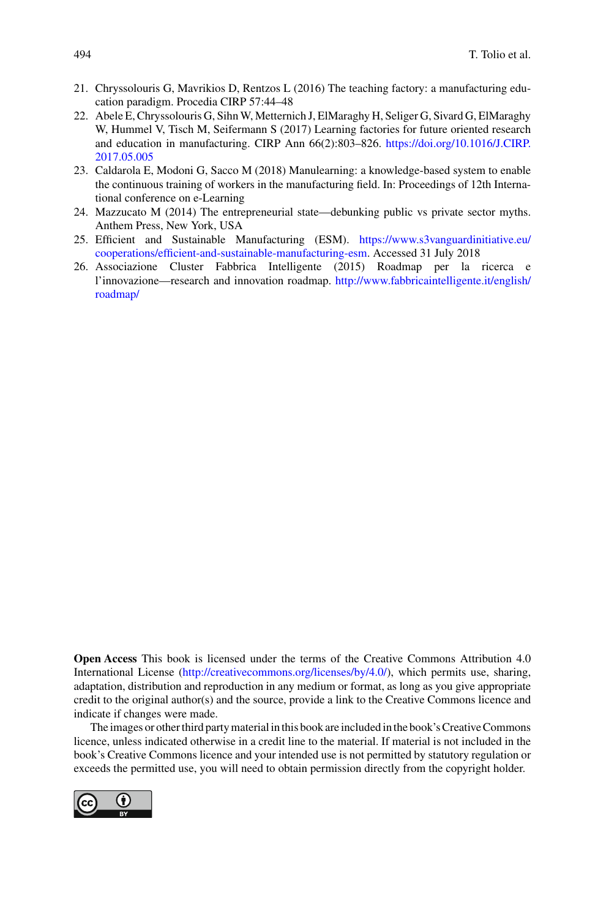21. Chryssolouris G, Mavrikios D, Rentzos L (2016) The teaching factory: a manufacturing education paradigm. Procedia CIRP 57:44–48
22. Abele E, Chryssolouris G, Sihn W, Metternich J, ElMaraghy H, Seliger G, Sivard G, ElMaraghy W, Hummel V, Tisch M, Seifermann S (2017) Learning factories for future oriented research and education in manufacturing. CIRP Ann 66(2):803–826. https://doi.org/10.1016/J.CIRP.2017.05.005
23. Caldarola E, Modoni G, Sacco M (2018) Manulearning: a knowledge-based system to enable the continuous training of workers in the manufacturing field. In: Proceedings of 12th International conference on e-Learning
24. Mazzucato M (2014) The entrepreneurial state—debunking public vs private sector myths. Anthem Press, New York, USA
25. Efficient and Sustainable Manufacturing (ESM). https://www.s3vanguardinitiative.eu/cooperations/efficient-and-sustainable-manufacturing-esm. Accessed 31 July 2018
26. Associazione Cluster Fabbrica Intelligente (2015) Roadmap per la ricerca e l'innovazione—research and innovation roadmap. http://www.fabbricaintelligente.it/english/roadmap/

**Open Access** This book is licensed under the terms of the Creative Commons Attribution 4.0 International License (http://creativecommons.org/licenses/by/4.0/), which permits use, sharing, adaptation, distribution and reproduction in any medium or format, as long as you give appropriate credit to the original author(s) and the source, provide a link to the Creative Commons licence and indicate if changes were made.

The images or other third party material in this book are included in the book's Creative Commons licence, unless indicated otherwise in a credit line to the material. If material is not included in the book's Creative Commons licence and your intended use is not permitted by statutory regulation or exceeds the permitted use, you will need to obtain permission directly from the copyright holder.